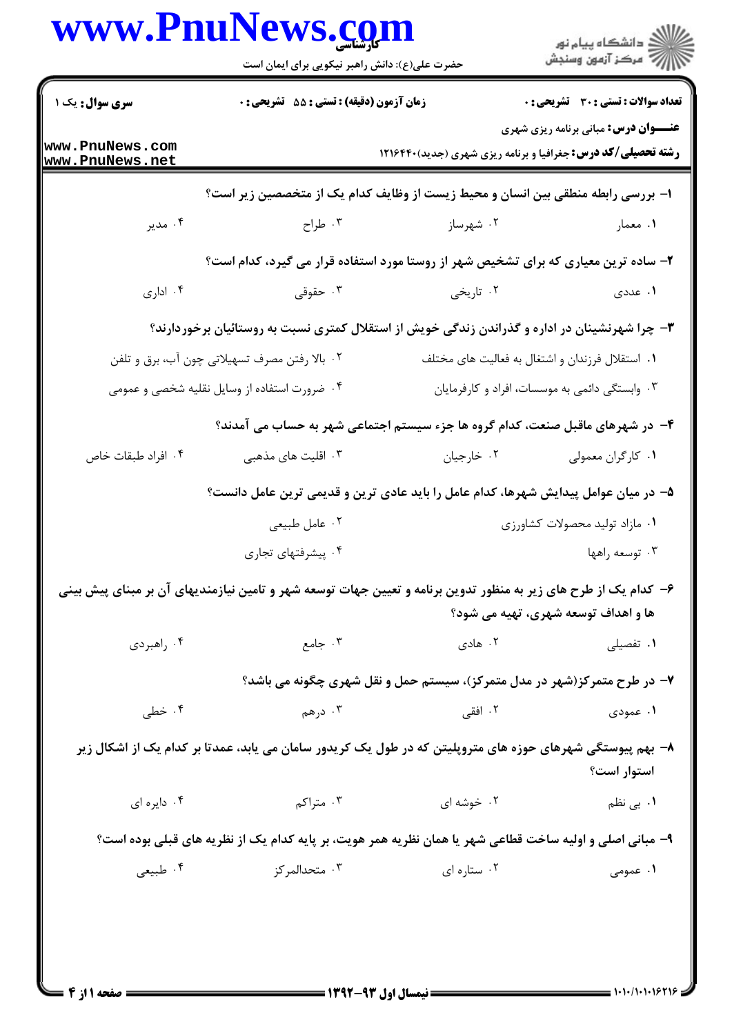**سری سوال:** یک ۱

**زمان آزمون (دقیقه) : تستی : ۵۵ تشریحی : ۰**

**تعداد سوالات : تستی : ۳۰ تشریحی : ۰**

**عنـــوان درس:** مبانی برنامه ریزی شهری

**رشته تحصیلی/کد درس:** جغرافیا و برنامه ریزی شهری (جدید)۱۲۱۶۴۴۰

۱- بررسی رابطه منطقی بین انسان و محیط زیست از وظایف کدام یک از متخصصین زیر است؟

۱. معمار ۲. شهرساز ۳. طراح ۴. مدیر

۲- ساده ترین معیاری که برای تشخیص شهر از روستا مورد استفاده قرار می گیرد، کدام است؟

۱. عددی ۲. تاریخی ۳. حقوقی ۴. اداری

۳- چرا شهرنشینان در اداره و گذراندن زندگی خویش از استقلال کمتری نسبت به روستائیان برخوردارند؟

۱. استقلال فرزندان و اشتغال به فعالیت های مختلف
۲. بالا رفتن مصرف تسهیلاتی چون آب، برق و تلفن
۳. وابستگی دائمی به موسسات، افراد و کارفرمایان
۴. ضرورت استفاده از وسایل نقلیه شخصی و عمومی

۴- در شهرهای ماقبل صنعت، کدام گروه ها جزء سیستم اجتماعی شهر به حساب می آمدند؟

۱. کارگران معمولی ۲. خارجیان ۳. اقلیت های مذهبی ۴. افراد طبقات خاص

۵- در میان عوامل پیدایش شهرها، کدام عامل را باید عادی ترین و قدیمی ترین عامل دانست؟

۱. مازاد تولید محصولات کشاورزی
۲. عامل طبیعی
۳. توسعه راهها
۴. پیشرفتهای تجاری

۶- کدام یک از طرح های زیر به منظور تدوین برنامه و تعیین جهات توسعه شهر و تامین نیازمندیهای آن بر مبنای پیش بینی ها و اهداف توسعه شهری، تهیه می شود؟

۱. تفصیلی ۲. هادی ۳. جامع ۴. راهبردی

۷- در طرح متمرکز(شهر در مدل متمرکز)، سیستم حمل و نقل شهری چگونه می باشد؟

۱. عمودی ۲. افقی ۳. درهم ۴. خطی

۸- بهم پیوستگی شهرهای حوزه های متروپلیتن که در طول یک کریدور سامان می یابد، عمدتا بر کدام یک از اشکال زیر استوار است؟

۱. بی نظم ۲. خوشه ای ۳. متراکم ۴. دایره ای

۹- مبانی اصلی و اولیه ساخت قطاعی شهر یا همان نظریه همر هویت، بر پایه کدام یک از نظریه های قبلی بوده است؟

۱. عمومی ۲. ستاره ای ۳. متحدالمرکز ۴. طبیعی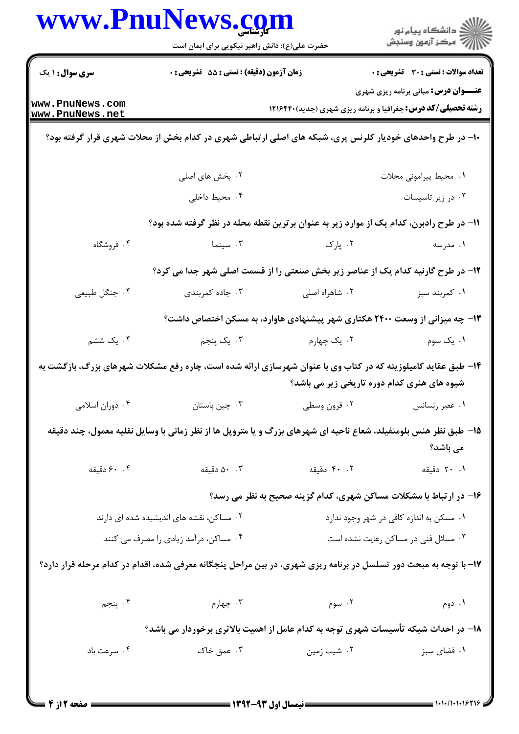**سری سؤال:** ۱ یک | **زمان آزمون (دقیقه):** تستی: ۵۵ تشریحی: ۰ | **تعداد سوالات:** تستی: ۳۰ تشریحی: ۰

**عنـــوان درس:** مبانی برنامه ریزی شهری

**رشته تحصیلی/کد درس:** جغرافیا و برنامه ریزی شهری (جدید)۱۲۱۶۴۴۰

۱۰- در طرح واحدهای خودیار کلرنس پری، شبکه های اصلی ارتباطی شهری در کدام بخش از محلات شهری قرار گرفته بود؟

۱. محیط پیرامونی محلات
۲. بخش های اصلی
۳. در زیر تاسیسات
۴. محیط داخلی

۱۱- در طرح رادبرن، کدام یک از موارد زیر به عنوان برترین نقطه محله در نظر گرفته شده بود؟

۱. مدرسه
۲. پارک
۳. سینما
۴. فروشگاه

۱۲- در طرح گارنیه کدام یک از عناصر زیر بخش صنعتی را از قسمت اصلی شهر جدا می کرد؟

۱. کمربند سبز
۲. شاهراه اصلی
۳. جاده کمربندی
۴. جنگل طبیعی

۱۳- چه میزانی از وسعت ۲۴۰۰ هکتاری شهر پیشنهادی هاوارد، به مسکن اختصاص داشت؟

۱. یک سوم
۲. یک چهارم
۳. یک پنجم
۴. یک ششم

۱۴- طبق عقاید کامیلوزیته که در کتاب وی با عنوان شهرسازی ارائه شده است، چاره رفع مشکلات شهرهای بزرگ، بازگشت به شیوه های هنری کدام دوره تاریخی زیر می باشد؟

۱. عصر رنسانس
۲. قرون وسطی
۳. چین باستان
۴. دوران اسلامی

۱۵- طبق نظر هنس بلومنفیلد، شعاع ناحیه ای شهرهای بزرگ و یا متروپل ها از نظر زمانی با وسایل نقلیه معمول، چند دقیقه می باشد؟

۱. ۲۰ دقیقه
۲. ۴۰ دقیقه
۳. ۵۰ دقیقه
۴. ۶۰ دقیقه

۱۶- در ارتباط با مشکلات مساکن شهری، کدام گزینه صحیح به نظر می رسد؟

۱. مسکن به اندازه کافی در شهر وجود ندارد
۲. مساکن، نقشه های اندیشیده شده ای دارند
۳. مسائل فنی در مساکن رعایت نشده است
۴. مساکن، درآمد زیادی را مصرف می کنند

۱۷- با توجه به مبحث دور تسلسل در برنامه ریزی شهری، در بین مراحل پنجگانه معرفی شده، اقدام در کدام مرحله قرار دارد؟

۱. دوم
۲. سوم
۳. چهارم
۴. پنجم

۱۸- در احداث شبکه تأسیسات شهری توجه به کدام عامل از اهمیت بالاتری برخوردار می باشد؟

۱. فضای سبز
۲. شیب زمین
۳. عمق خاک
۴. سرعت باد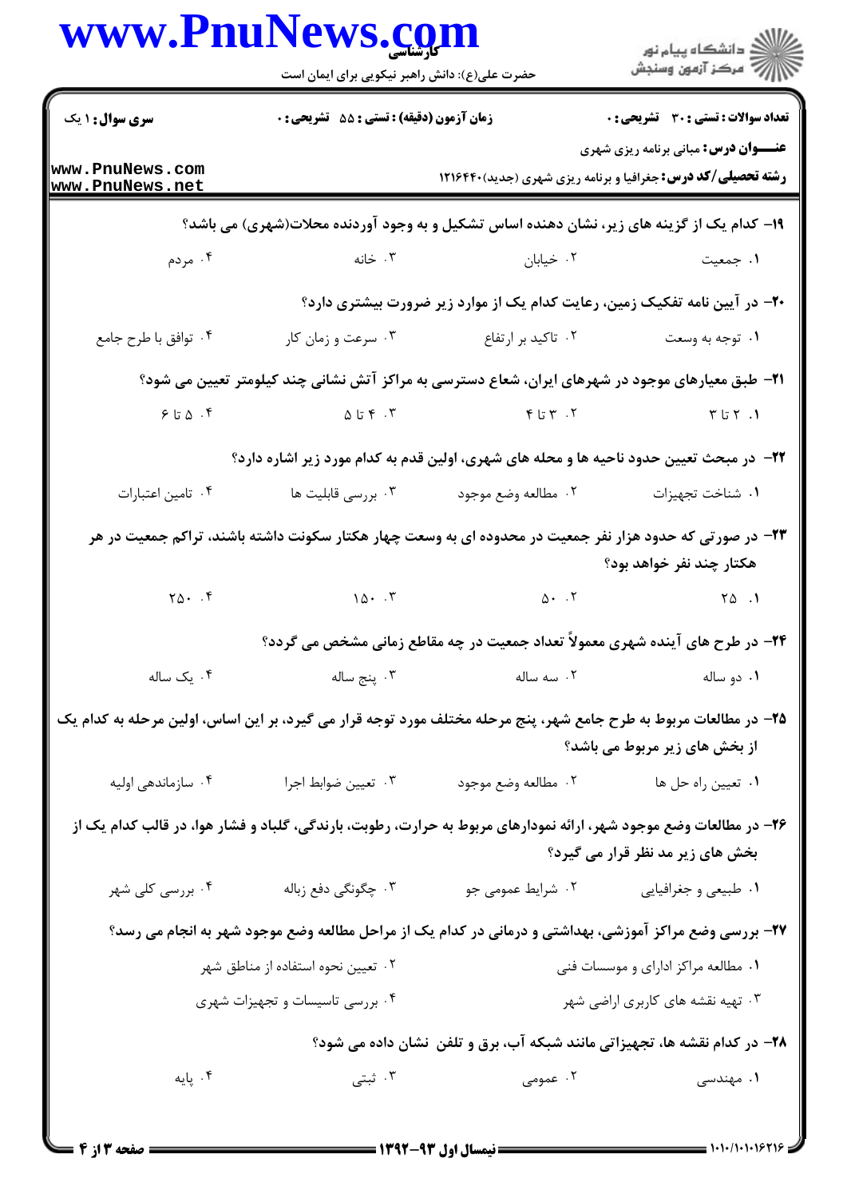**سری سوال:** ۱ یک

**زمان آزمون (دقیقه) :** تستی : ۵۵ تشریحی : ۰

**تعداد سوالات :** تستی : ۳۰ تشریحی : ۰

**عنـــوان درس:** مبانی برنامه ریزی شهری

**رشته تحصیلی/کد درس:** جغرافیا و برنامه ریزی شهری (جدید)۱۲۱۶۴۴۰

۱۹- کدام یک از گزینه های زیر، نشان دهنده اساس تشکیل و به وجود آوردنده محلات(شهری) می باشد؟

۱. جمعیت ۲. خیابان ۳. خانه ۴. مردم

۲۰- در آیین نامه تفکیک زمین، رعایت کدام یک از موارد زیر ضرورت بیشتری دارد؟

۱. توجه به وسعت ۲. تاکید بر ارتفاع ۳. سرعت و زمان کار ۴. توافق با طرح جامع

۲۱- طبق معیارهای موجود در شهرهای ایران، شعاع دسترسی به مراکز آتش نشانی چند کیلومتر تعیین می شود؟

۱. ۲ تا ۳ ۲. ۳ تا ۴ ۳. ۴ تا ۵ ۴. ۵ تا ۶

۲۲- در مبحث تعیین حدود ناحیه ها و محله های شهری، اولین قدم به کدام مورد زیر اشاره دارد؟

۱. شناخت تجهیزات ۲. مطالعه وضع موجود ۳. بررسی قابلیت ها ۴. تامین اعتبارات

۲۳- در صورتی که حدود هزار نفر جمعیت در محدوده ای به وسعت چهار هکتار سکونت داشته باشند، تراکم جمعیت در هر هکتار چند نفر خواهد بود؟

۱. ۲۵ ۲. ۵۰ ۳. ۱۵۰ ۴. ۲۵۰

۲۴- در طرح های آینده شهری معمولاً تعداد جمعیت در چه مقاطع زمانی مشخص می گردد؟

۱. دو ساله ۲. سه ساله ۳. پنج ساله ۴. یک ساله

۲۵- در مطالعات مربوط به طرح جامع شهر، پنج مرحله مختلف مورد توجه قرار می گیرد، بر این اساس، اولین مرحله به کدام یک از بخش های زیر مربوط می باشد؟

۱. تعیین راه حل ها ۲. مطالعه وضع موجود ۳. تعیین ضوابط اجرا ۴. سازماندهی اولیه

۲۶- در مطالعات وضع موجود شهر، ارائه نمودارهای مربوط به حرارت، رطوبت، بارندگی، گلباد و فشار هوا، در قالب کدام یک از بخش های زیر مد نظر قرار می گیرد؟

۱. طبیعی و جغرافیایی ۲. شرایط عمومی جو ۳. چگونگی دفع زباله ۴. بررسی کلی شهر

۲۷- بررسی وضع مراکز آموزشی، بهداشتی و درمانی در کدام یک از مراحل مطالعه وضع موجود شهر به انجام می رسد؟

۱. مطالعه مراکز ادارای و موسسات فنی

۲. تعیین نحوه استفاده از مناطق شهر

۳. تهیه نقشه های کاربری اراضی شهر

۴. بررسی تاسیسات و تجهیزات شهری

۲۸- در کدام نقشه ها، تجهیزاتی مانند شبکه آب، برق و تلفن نشان داده می شود؟

۱. مهندسی ۲. عمومی ۳. ثبتی ۴. پایه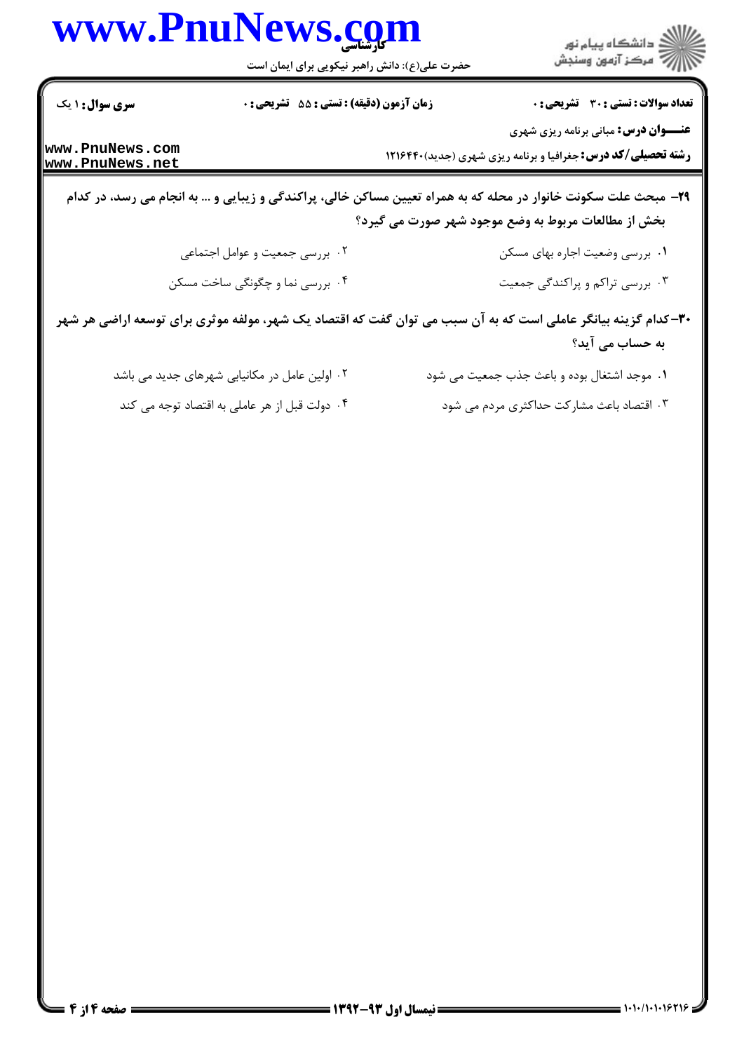**۲۹- مبحث علت سکونت خانوار در محله که به همراه تعیین مساکن خالی، پراکندگی و زیبایی و ... به انجام می رسد، در کدام بخش از مطالعات مربوط به وضع موجود شهر صورت می گیرد؟**

۱. بررسی وضعیت اجاره بهای مسکن

۲. بررسی جمعیت و عوامل اجتماعی

۳. بررسی تراکم و پراکندگی جمعیت

۴. بررسی نما و چگونگی ساخت مسکن

**۳۰- کدام گزینه بیانگر عاملی است که به آن سبب می توان گفت که اقتصاد یک شهر، مولفه موثری برای توسعه اراضی هر شهر به حساب می آید؟**

۱. موجد اشتغال بوده و باعث جذب جمعیت می شود

۲. اولین عامل در مکانیابی شهرهای جدید می باشد

۳. اقتصاد باعث مشارکت حداکثری مردم می شود

۴. دولت قبل از هر عاملی به اقتصاد توجه می کند